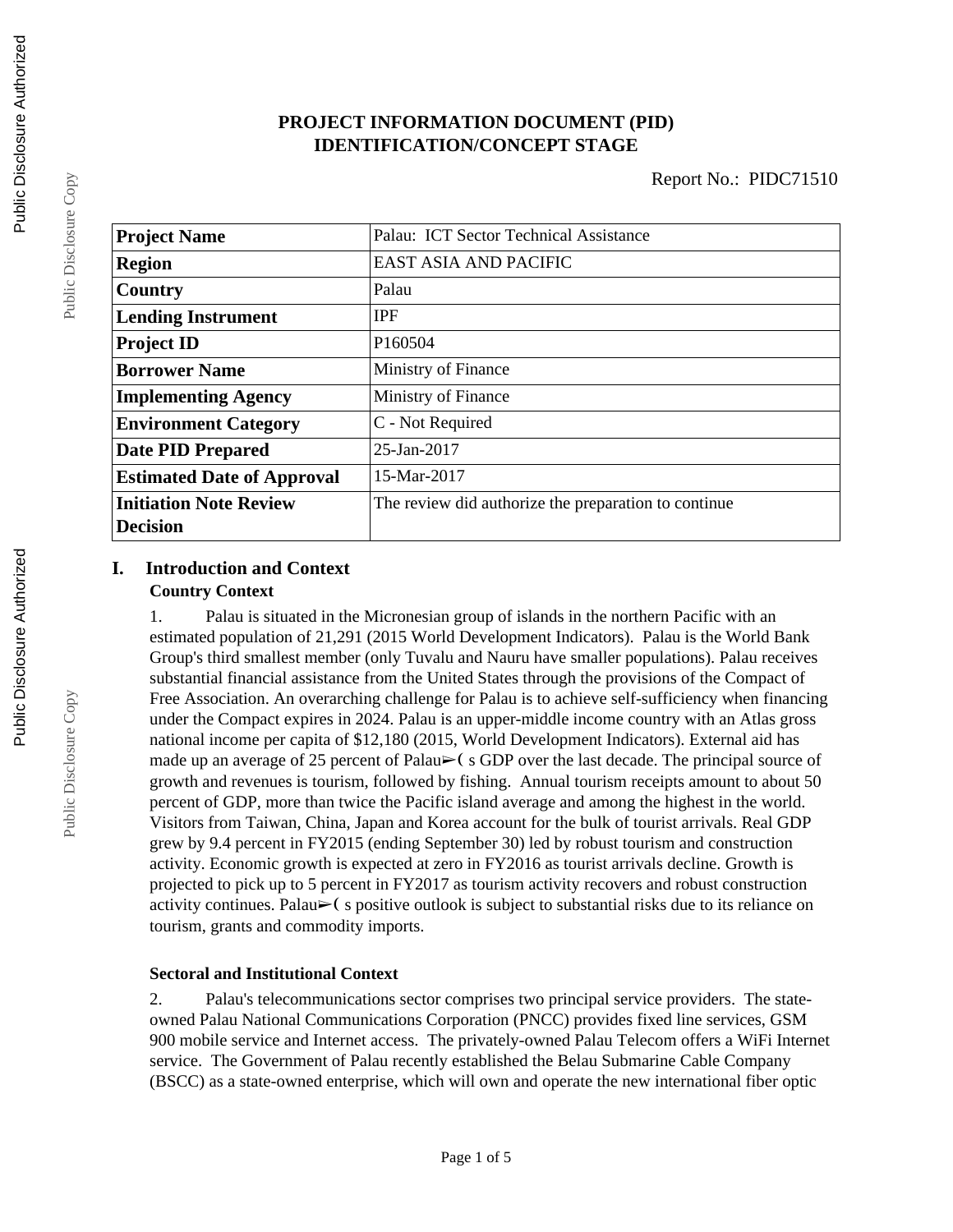# PROJECT INFORMATION DOCUMENT (PID)
## IDENTIFICATION/CONCEPT STAGE

Report No.: PIDC71510

| **Project Name** | Palau: ICT Sector Technical Assistance |
|---|---|
| **Region** | EAST ASIA AND PACIFIC |
| **Country** | Palau |
| **Lending Instrument** | IPF |
| **Project ID** | P160504 |
| **Borrower Name** | Ministry of Finance |
| **Implementing Agency** | Ministry of Finance |
| **Environment Category** | C - Not Required |
| **Date PID Prepared** | 25-Jan-2017 |
| **Estimated Date of Approval** | 15-Mar-2017 |
| **Initiation Note Review Decision** | The review did authorize the preparation to continue |

## I. Introduction and Context

### Country Context

1. Palau is situated in the Micronesian group of islands in the northern Pacific with an estimated population of 21,291 (2015 World Development Indicators). Palau is the World Bank Group's third smallest member (only Tuvalu and Nauru have smaller populations). Palau receives substantial financial assistance from the United States through the provisions of the Compact of Free Association. An overarching challenge for Palau is to achieve self-sufficiency when financing under the Compact expires in 2024. Palau is an upper-middle income country with an Atlas gross national income per capita of $12,180 (2015, World Development Indicators). External aid has made up an average of 25 percent of Palau➢( s GDP over the last decade. The principal source of growth and revenues is tourism, followed by fishing. Annual tourism receipts amount to about 50 percent of GDP, more than twice the Pacific island average and among the highest in the world. Visitors from Taiwan, China, Japan and Korea account for the bulk of tourist arrivals. Real GDP grew by 9.4 percent in FY2015 (ending September 30) led by robust tourism and construction activity. Economic growth is expected at zero in FY2016 as tourist arrivals decline. Growth is projected to pick up to 5 percent in FY2017 as tourism activity recovers and robust construction activity continues. Palau➢( s positive outlook is subject to substantial risks due to its reliance on tourism, grants and commodity imports.

### Sectoral and Institutional Context

2. Palau's telecommunications sector comprises two principal service providers. The state-owned Palau National Communications Corporation (PNCC) provides fixed line services, GSM 900 mobile service and Internet access. The privately-owned Palau Telecom offers a WiFi Internet service. The Government of Palau recently established the Belau Submarine Cable Company (BSCC) as a state-owned enterprise, which will own and operate the new international fiber optic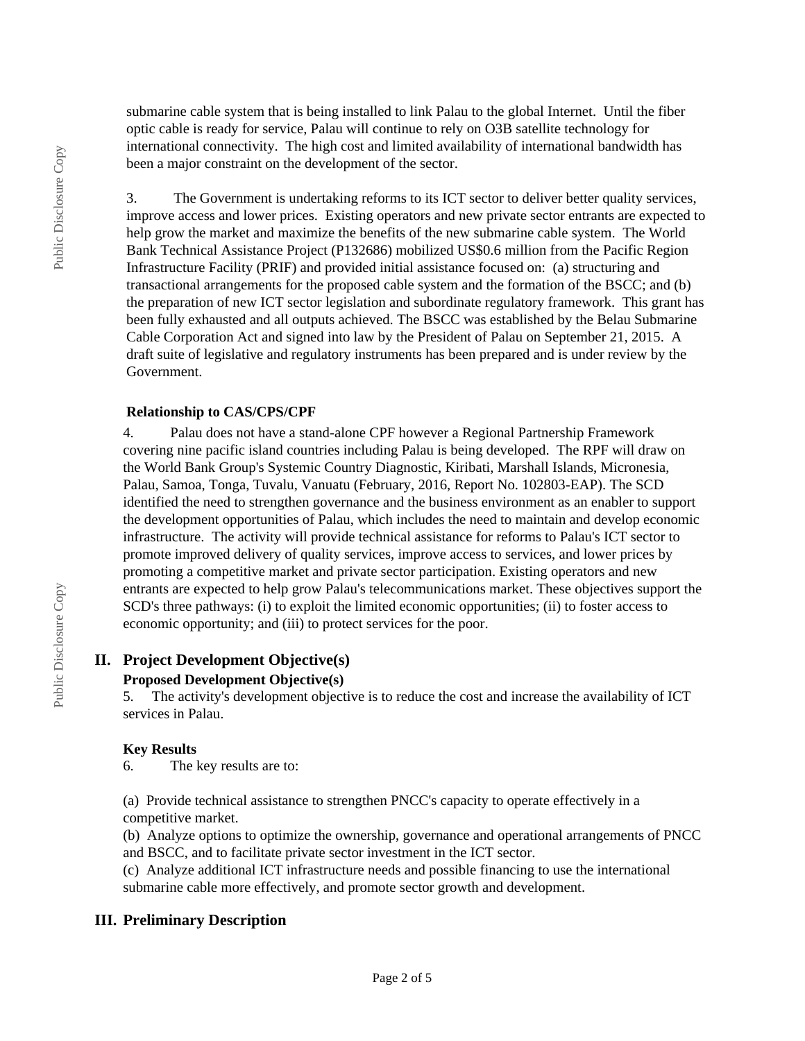submarine cable system that is being installed to link Palau to the global Internet. Until the fiber optic cable is ready for service, Palau will continue to rely on O3B satellite technology for international connectivity. The high cost and limited availability of international bandwidth has been a major constraint on the development of the sector.

3. The Government is undertaking reforms to its ICT sector to deliver better quality services, improve access and lower prices. Existing operators and new private sector entrants are expected to help grow the market and maximize the benefits of the new submarine cable system. The World Bank Technical Assistance Project (P132686) mobilized US$0.6 million from the Pacific Region Infrastructure Facility (PRIF) and provided initial assistance focused on: (a) structuring and transactional arrangements for the proposed cable system and the formation of the BSCC; and (b) the preparation of new ICT sector legislation and subordinate regulatory framework. This grant has been fully exhausted and all outputs achieved. The BSCC was established by the Belau Submarine Cable Corporation Act and signed into law by the President of Palau on September 21, 2015. A draft suite of legislative and regulatory instruments has been prepared and is under review by the Government.

**Relationship to CAS/CPS/CPF**

4. Palau does not have a stand-alone CPF however a Regional Partnership Framework covering nine pacific island countries including Palau is being developed. The RPF will draw on the World Bank Group's Systemic Country Diagnostic, Kiribati, Marshall Islands, Micronesia, Palau, Samoa, Tonga, Tuvalu, Vanuatu (February, 2016, Report No. 102803-EAP). The SCD identified the need to strengthen governance and the business environment as an enabler to support the development opportunities of Palau, which includes the need to maintain and develop economic infrastructure. The activity will provide technical assistance for reforms to Palau's ICT sector to promote improved delivery of quality services, improve access to services, and lower prices by promoting a competitive market and private sector participation. Existing operators and new entrants are expected to help grow Palau's telecommunications market. These objectives support the SCD's three pathways: (i) to exploit the limited economic opportunities; (ii) to foster access to economic opportunity; and (iii) to protect services for the poor.

## II. Project Development Objective(s)

**Proposed Development Objective(s)**

5. The activity's development objective is to reduce the cost and increase the availability of ICT services in Palau.

**Key Results**

6. The key results are to:

(a) Provide technical assistance to strengthen PNCC's capacity to operate effectively in a competitive market.
(b) Analyze options to optimize the ownership, governance and operational arrangements of PNCC and BSCC, and to facilitate private sector investment in the ICT sector.
(c) Analyze additional ICT infrastructure needs and possible financing to use the international submarine cable more effectively, and promote sector growth and development.

## III. Preliminary Description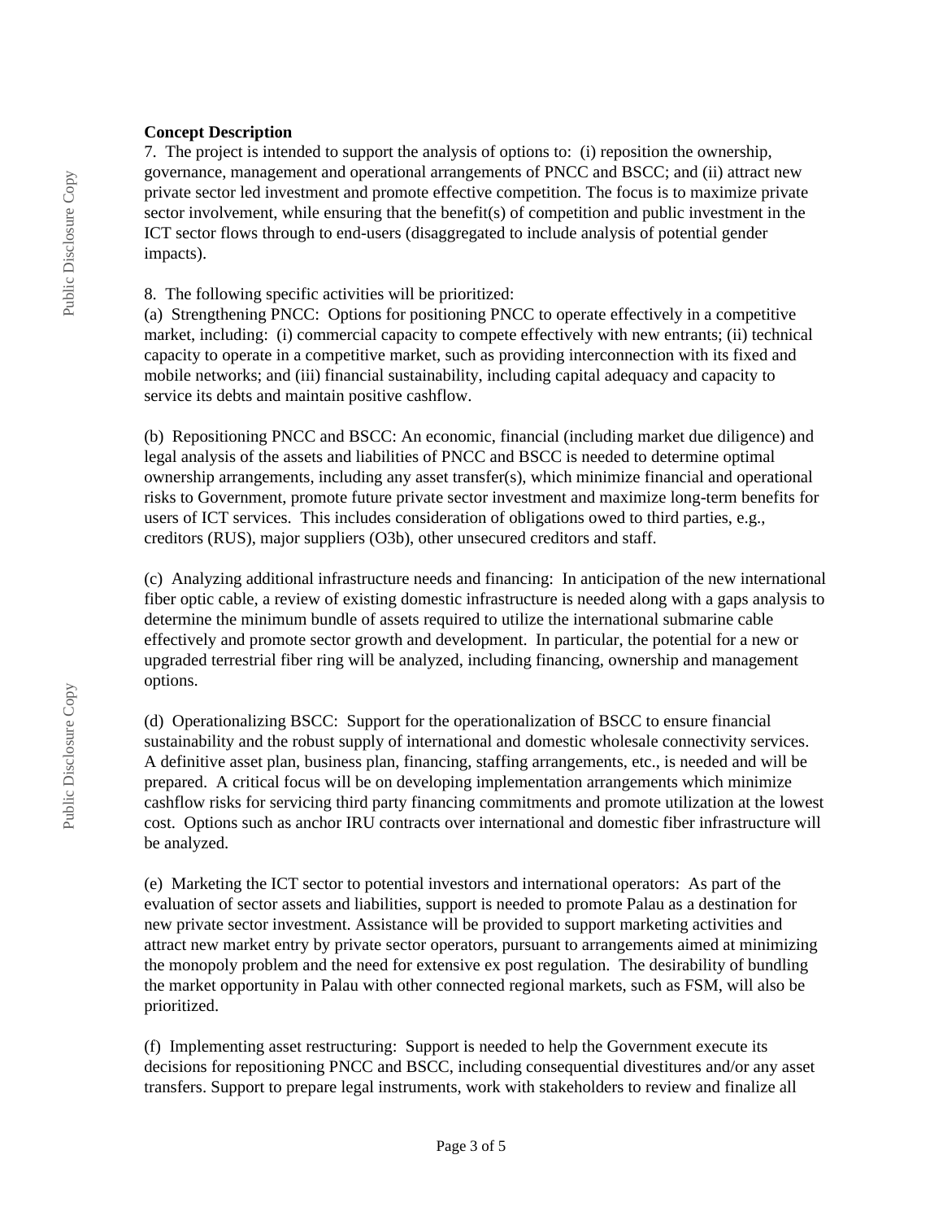**Concept Description**

7. The project is intended to support the analysis of options to: (i) reposition the ownership, governance, management and operational arrangements of PNCC and BSCC; and (ii) attract new private sector led investment and promote effective competition. The focus is to maximize private sector involvement, while ensuring that the benefit(s) of competition and public investment in the ICT sector flows through to end-users (disaggregated to include analysis of potential gender impacts).

8. The following specific activities will be prioritized:

(a) Strengthening PNCC: Options for positioning PNCC to operate effectively in a competitive market, including: (i) commercial capacity to compete effectively with new entrants; (ii) technical capacity to operate in a competitive market, such as providing interconnection with its fixed and mobile networks; and (iii) financial sustainability, including capital adequacy and capacity to service its debts and maintain positive cashflow.

(b) Repositioning PNCC and BSCC: An economic, financial (including market due diligence) and legal analysis of the assets and liabilities of PNCC and BSCC is needed to determine optimal ownership arrangements, including any asset transfer(s), which minimize financial and operational risks to Government, promote future private sector investment and maximize long-term benefits for users of ICT services. This includes consideration of obligations owed to third parties, e.g., creditors (RUS), major suppliers (O3b), other unsecured creditors and staff.

(c) Analyzing additional infrastructure needs and financing: In anticipation of the new international fiber optic cable, a review of existing domestic infrastructure is needed along with a gaps analysis to determine the minimum bundle of assets required to utilize the international submarine cable effectively and promote sector growth and development. In particular, the potential for a new or upgraded terrestrial fiber ring will be analyzed, including financing, ownership and management options.

(d) Operationalizing BSCC: Support for the operationalization of BSCC to ensure financial sustainability and the robust supply of international and domestic wholesale connectivity services. A definitive asset plan, business plan, financing, staffing arrangements, etc., is needed and will be prepared. A critical focus will be on developing implementation arrangements which minimize cashflow risks for servicing third party financing commitments and promote utilization at the lowest cost. Options such as anchor IRU contracts over international and domestic fiber infrastructure will be analyzed.

(e) Marketing the ICT sector to potential investors and international operators: As part of the evaluation of sector assets and liabilities, support is needed to promote Palau as a destination for new private sector investment. Assistance will be provided to support marketing activities and attract new market entry by private sector operators, pursuant to arrangements aimed at minimizing the monopoly problem and the need for extensive ex post regulation. The desirability of bundling the market opportunity in Palau with other connected regional markets, such as FSM, will also be prioritized.

(f) Implementing asset restructuring: Support is needed to help the Government execute its decisions for repositioning PNCC and BSCC, including consequential divestitures and/or any asset transfers. Support to prepare legal instruments, work with stakeholders to review and finalize all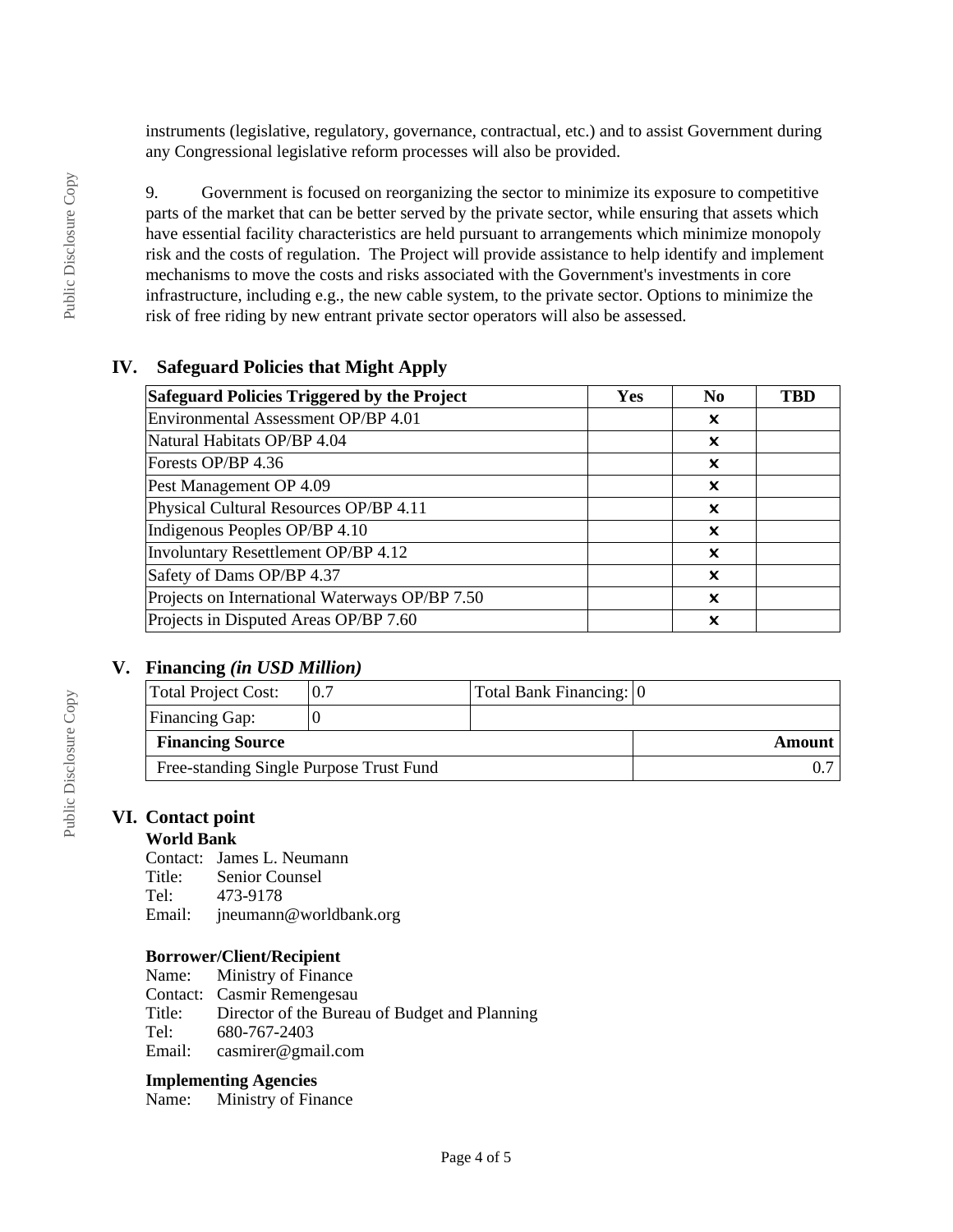instruments (legislative, regulatory, governance, contractual, etc.) and to assist Government during any Congressional legislative reform processes will also be provided.

9. Government is focused on reorganizing the sector to minimize its exposure to competitive parts of the market that can be better served by the private sector, while ensuring that assets which have essential facility characteristics are held pursuant to arrangements which minimize monopoly risk and the costs of regulation. The Project will provide assistance to help identify and implement mechanisms to move the costs and risks associated with the Government's investments in core infrastructure, including e.g., the new cable system, to the private sector. Options to minimize the risk of free riding by new entrant private sector operators will also be assessed.

## IV. Safeguard Policies that Might Apply

| Safeguard Policies Triggered by the Project | Yes | No | TBD |
|---|---|---|---|
| Environmental Assessment OP/BP 4.01 | | x | |
| Natural Habitats OP/BP 4.04 | | x | |
| Forests OP/BP 4.36 | | x | |
| Pest Management OP 4.09 | | x | |
| Physical Cultural Resources OP/BP 4.11 | | x | |
| Indigenous Peoples OP/BP 4.10 | | x | |
| Involuntary Resettlement OP/BP 4.12 | | x | |
| Safety of Dams OP/BP 4.37 | | x | |
| Projects on International Waterways OP/BP 7.50 | | x | |
| Projects in Disputed Areas OP/BP 7.60 | | x | |

## V. Financing *(in USD Million)*

| Total Project Cost: | 0.7 | Total Bank Financing: | 0 |
|---|---|---|---|
| Financing Gap: | 0 | | |
| **Financing Source** | | | **Amount** |
| Free-standing Single Purpose Trust Fund | | | 0.7 |

## VI. Contact point

**World Bank**

Contact: James L. Neumann
Title: Senior Counsel
Tel: 473-9178
Email: jneumann@worldbank.org

**Borrower/Client/Recipient**

Name: Ministry of Finance
Contact: Casmir Remengesau
Title: Director of the Bureau of Budget and Planning
Tel: 680-767-2403
Email: casmirer@gmail.com

**Implementing Agencies**

Name: Ministry of Finance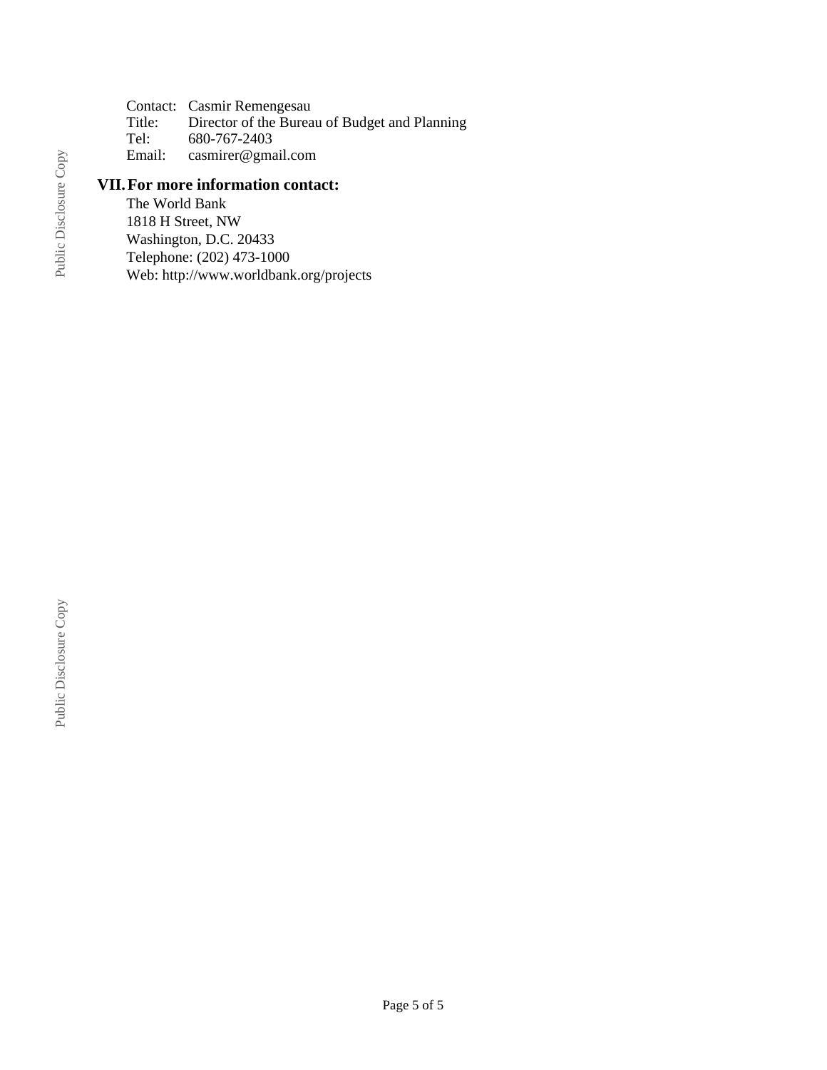Contact: Casmir Remengesau
Title: Director of the Bureau of Budget and Planning
Tel: 680-767-2403
Email: casmirer@gmail.com

## VII. For more information contact:

The World Bank
1818 H Street, NW
Washington, D.C. 20433
Telephone: (202) 473-1000
Web: http://www.worldbank.org/projects